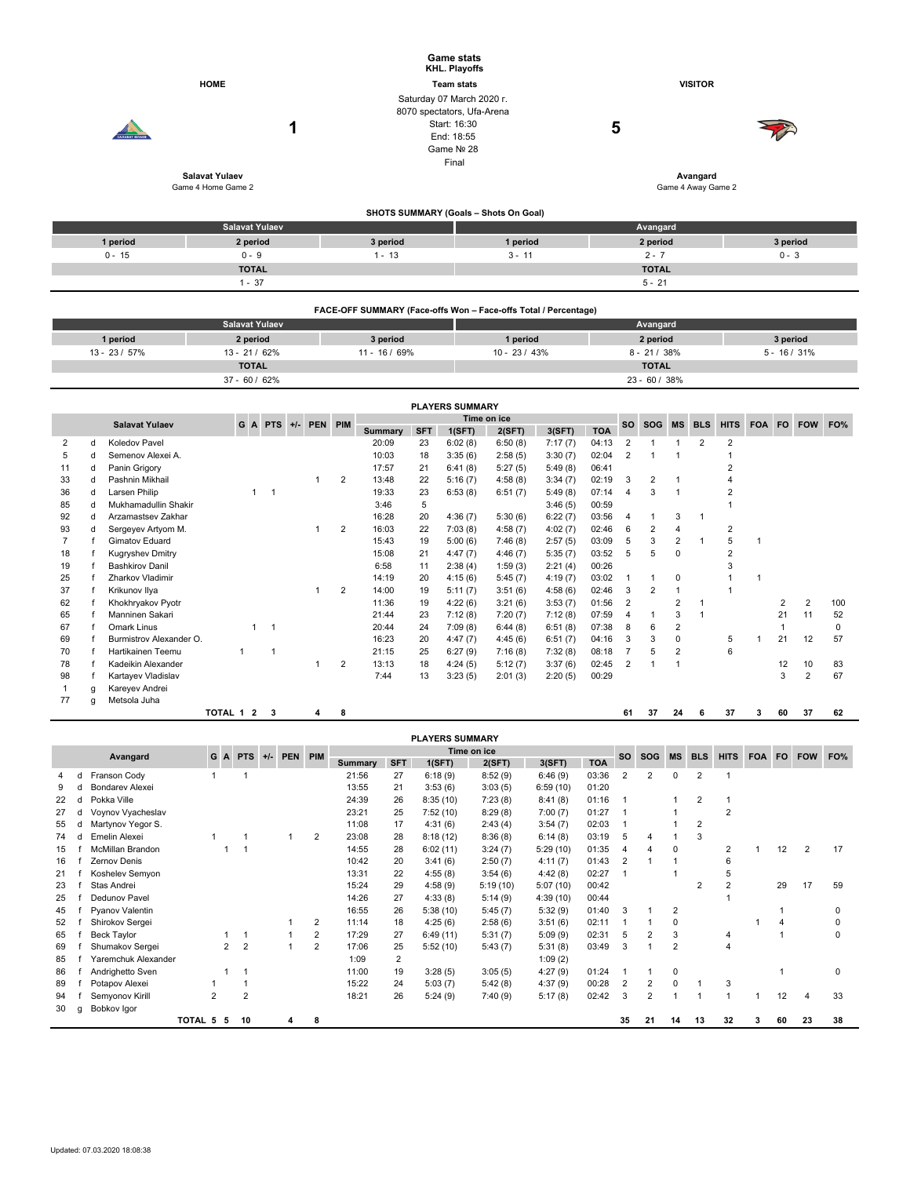# Game stats

**KHL. Playoffs**

| HOME | | Team stats | | VISITOR |
|---|---|---|---|---|
| | 1 | Saturday 07 March 2020 г.<br>8070 spectators, Ufa-Arena<br>Start: 16:30<br>End: 18:55<br>Game № 28<br>Final | 5 | |
| **Salavat Yulaev**<br>Game 4 Home Game 2 | | | | **Avangard**<br>Game 4 Away Game 2 |

## SHOTS SUMMARY (Goals – Shots On Goal)

| Salavat Yulaev | | | Avangard | | |
|---|---|---|---|---|---|
| 1 period | 2 period | 3 period | 1 period | 2 period | 3 period |
| 0 - 15 | 0 - 9 | 1 - 13 | 3 - 11 | 2 - 7 | 0 - 3 |
| TOTAL | | | TOTAL | | |
| 1 - 37 | | | 5 - 21 | | |

## FACE-OFF SUMMARY (Face-offs Won – Face-offs Total / Percentage)

| Salavat Yulaev | | | Avangard | | |
|---|---|---|---|---|---|
| 1 period | 2 period | 3 period | 1 period | 2 period | 3 period |
| 13 - 23 / 57% | 13 - 21 / 62% | 11 - 16 / 69% | 10 - 23 / 43% | 8 - 21 / 38% | 5 - 16 / 31% |
| TOTAL | | | TOTAL | | |
| 37 - 60 / 62% | | | 23 - 60 / 38% | | |

## PLAYERS SUMMARY

| | | Salavat Yulaev | G | A | PTS | +/- | PEN | PIM | Time on ice Summary | SFT | 1(SFT) | 2(SFT) | 3(SFT) | TOA | SO | SOG | MS | BLS | HITS | FOA | FO | FOW | FO% |
|---|---|---|---|---|---|---|---|---|---|---|---|---|---|---|---|---|---|---|---|---|---|---|---|
| 2 | d | Koledov Pavel | | | | | | | 20:09 | 23 | 6:02 (8) | 6:50 (8) | 7:17 (7) | 04:13 | 2 | 1 | 1 | 2 | 2 | | | | |
| 5 | d | Semenov Alexei A. | | | | | | | 10:03 | 18 | 3:35 (6) | 2:58 (5) | 3:30 (7) | 02:04 | 2 | 1 | 1 | | 1 | | | | |
| 11 | d | Panin Grigory | | | | | | | 17:57 | 21 | 6:41 (8) | 5:27 (5) | 5:49 (8) | 06:41 | | | | | 2 | | | | |
| 33 | d | Pashnin Mikhail | | | | | 1 | 2 | 13:48 | 22 | 5:16 (7) | 4:58 (8) | 3:34 (7) | 02:19 | 3 | 2 | 1 | | 4 | | | | |
| 36 | d | Larsen Philip | | 1 | 1 | | | | 19:33 | 23 | 6:53 (8) | 6:51 (7) | 5:49 (8) | 07:14 | 4 | 3 | 1 | | 2 | | | | |
| 85 | d | Mukhamadullin Shakir | | | | | | | 3:46 | 5 | | | 3:46 (5) | 00:59 | | | | | 1 | | | | |
| 92 | d | Arzamastsev Zakhar | | | | | | | 16:28 | 20 | 4:36 (7) | 5:30 (6) | 6:22 (7) | 03:56 | 4 | 1 | 3 | 1 | | | | | |
| 93 | d | Sergeyev Artyom M. | | | | | 1 | 2 | 16:03 | 22 | 7:03 (8) | 4:58 (7) | 4:02 (7) | 02:46 | 6 | 2 | 4 | | 2 | | | | |
| 7 | f | Gimatov Eduard | | | | | | | 15:43 | 19 | 5:00 (6) | 7:46 (8) | 2:57 (5) | 03:09 | 5 | 3 | 2 | 1 | 5 | 1 | | | |
| 18 | f | Kugryshev Dmitry | | | | | | | 15:08 | 21 | 4:47 (7) | 4:46 (7) | 5:35 (7) | 03:52 | 5 | 5 | 0 | | 2 | | | | |
| 19 | f | Bashkirov Danil | | | | | | | 6:58 | 11 | 2:38 (4) | 1:59 (3) | 2:21 (4) | 00:26 | | | | | 3 | | | | |
| 25 | f | Zharkov Vladimir | | | | | | | 14:19 | 20 | 4:15 (6) | 5:45 (7) | 4:19 (7) | 03:02 | 1 | 1 | 0 | | 1 | 1 | | | |
| 37 | f | Krikunov Ilya | | | | | 1 | 2 | 14:00 | 19 | 5:11 (7) | 3:51 (6) | 4:58 (6) | 02:46 | 3 | 2 | 1 | | 1 | | | | |
| 62 | f | Khokhryakov Pyotr | | | | | | | 11:36 | 19 | 4:22 (6) | 3:21 (6) | 3:53 (7) | 01:56 | 2 | | 2 | 1 | | | 2 | 2 | 100 |
| 65 | f | Manninen Sakari | | | | | | | 21:44 | 23 | 7:12 (8) | 7:20 (7) | 7:12 (8) | 07:59 | 4 | 1 | 3 | 1 | | | 21 | 11 | 52 |
| 67 | f | Omark Linus | | 1 | 1 | | | | 20:44 | 24 | 7:09 (8) | 6:44 (8) | 6:51 (8) | 07:38 | 8 | 6 | 2 | | | | 1 | | 0 |
| 69 | f | Burmistrov Alexander O. | | | | | | | 16:23 | 20 | 4:47 (7) | 4:45 (6) | 6:51 (7) | 04:16 | 3 | 3 | 0 | | 5 | 1 | 21 | 12 | 57 |
| 70 | f | Hartikainen Teemu | 1 | | 1 | | | | 21:15 | 25 | 6:27 (9) | 7:16 (8) | 7:32 (8) | 08:18 | 7 | 5 | 2 | | 6 | | | | |
| 78 | f | Kadeikin Alexander | | | | | 1 | 2 | 13:13 | 18 | 4:24 (5) | 5:12 (7) | 3:37 (6) | 02:45 | 2 | 1 | 1 | | | | 12 | 10 | 83 |
| 98 | f | Kartayev Vladislav | | | | | | | 7:44 | 13 | 3:23 (5) | 2:01 (3) | 2:20 (5) | 00:29 | | | | | | | 3 | 2 | 67 |
| 1 | g | Kareyev Andrei | | | | | | | | | | | | | | | | | | | | | |
| 77 | g | Metsola Juha | | | | | | | | | | | | | | | | | | | | | |
| | | TOTAL | 1 | 2 | 3 | | 4 | 8 | | | | | | | 61 | 37 | 24 | 6 | 37 | 3 | 60 | 37 | 62 |

## PLAYERS SUMMARY

| | | Avangard | G | A | PTS | +/- | PEN | PIM | Time on ice Summary | SFT | 1(SFT) | 2(SFT) | 3(SFT) | TOA | SO | SOG | MS | BLS | HITS | FOA | FO | FOW | FO% |
|---|---|---|---|---|---|---|---|---|---|---|---|---|---|---|---|---|---|---|---|---|---|---|---|
| 4 | d | Franson Cody | 1 | | 1 | | | | 21:56 | 27 | 6:18 (9) | 8:52 (9) | 6:46 (9) | 03:36 | 2 | 2 | 0 | 2 | 1 | | | | |
| 9 | d | Bondarev Alexei | | | | | | | 13:55 | 21 | 3:53 (6) | 3:03 (5) | 6:59 (10) | 01:20 | | | | | | | | | |
| 22 | d | Pokka Ville | | | | | | | 24:39 | 26 | 8:35 (10) | 7:23 (8) | 8:41 (8) | 01:16 | 1 | | 1 | 2 | 1 | | | | |
| 27 | d | Voynov Vyacheslav | | | | | | | 23:21 | 25 | 7:52 (10) | 8:29 (8) | 7:00 (7) | 01:27 | 1 | | 1 | | 2 | | | | |
| 55 | d | Martynov Yegor S. | | | | | | | 11:08 | 17 | 4:31 (6) | 2:43 (4) | 3:54 (7) | 02:03 | 1 | | 1 | 2 | | | | | |
| 74 | d | Emelin Alexei | 1 | | 1 | | 1 | 2 | 23:08 | 28 | 8:18 (12) | 8:36 (8) | 6:14 (8) | 03:19 | 5 | 4 | 1 | 3 | | | | | |
| 15 | f | McMillan Brandon | | 1 | 1 | | | | 14:55 | 28 | 6:02 (11) | 3:24 (7) | 5:29 (10) | 01:35 | 4 | 4 | 0 | | 2 | 1 | 12 | 2 | 17 |
| 16 | f | Zernov Denis | | | | | | | 10:42 | 20 | 3:41 (6) | 2:50 (7) | 4:11 (7) | 01:43 | 2 | 1 | 1 | | 6 | | | | |
| 21 | f | Koshelev Semyon | | | | | | | 13:31 | 22 | 4:55 (8) | 3:54 (6) | 4:42 (8) | 02:27 | 1 | | 1 | | 5 | | | | |
| 23 | f | Stas Andrei | | | | | | | 15:24 | 29 | 4:58 (9) | 5:19 (10) | 5:07 (10) | 00:42 | | | | 2 | 2 | | 29 | 17 | 59 |
| 25 | f | Dedunov Pavel | | | | | | | 14:26 | 27 | 4:33 (8) | 5:14 (9) | 4:39 (10) | 00:44 | | | | | 1 | | | | |
| 45 | f | Pyanov Valentin | | | | | | | 16:55 | 26 | 5:38 (10) | 5:45 (7) | 5:32 (9) | 01:40 | 3 | 1 | 2 | | | | 1 | | 0 |
| 52 | f | Shirokov Sergei | | | | | 1 | 2 | 11:14 | 18 | 4:25 (6) | 2:58 (6) | 3:51 (6) | 02:11 | 1 | 1 | 0 | | | 1 | 4 | | 0 |
| 65 | f | Beck Taylor | | 1 | 1 | | 1 | 2 | 17:29 | 27 | 6:49 (11) | 5:31 (7) | 5:09 (9) | 02:31 | 5 | 2 | 3 | | 4 | | 1 | | 0 |
| 69 | f | Shumakov Sergei | | 2 | 2 | | 1 | 2 | 17:06 | 25 | 5:52 (10) | 5:43 (7) | 5:31 (8) | 03:49 | 3 | 1 | 2 | | 4 | | | | |
| 85 | f | Yaremchuk Alexander | | | | | | | 1:09 | 2 | | | 1:09 (2) | | | | | | | | | | |
| 86 | f | Andrighetto Sven | | 1 | 1 | | | | 11:00 | 19 | 3:28 (5) | 3:05 (5) | 4:27 (9) | 01:24 | 1 | 1 | 0 | | | | 1 | | 0 |
| 89 | f | Potapov Alexei | 1 | | 1 | | | | 15:22 | 24 | 5:03 (7) | 5:42 (8) | 4:37 (9) | 00:28 | 2 | 2 | 0 | 1 | 3 | | | | |
| 94 | f | Semyonov Kirill | 2 | | 2 | | | | 18:21 | 26 | 5:24 (9) | 7:40 (9) | 5:17 (8) | 02:42 | 3 | 2 | 1 | 1 | 1 | 1 | 12 | 4 | 33 |
| 30 | g | Bobkov Igor | | | | | | | | | | | | | | | | | | | | | |
| | | TOTAL | 5 | 5 | 10 | | 4 | 8 | | | | | | | 35 | 21 | 14 | 13 | 32 | 3 | 60 | 23 | 38 |

Updated: 07.03.2020 18:08:38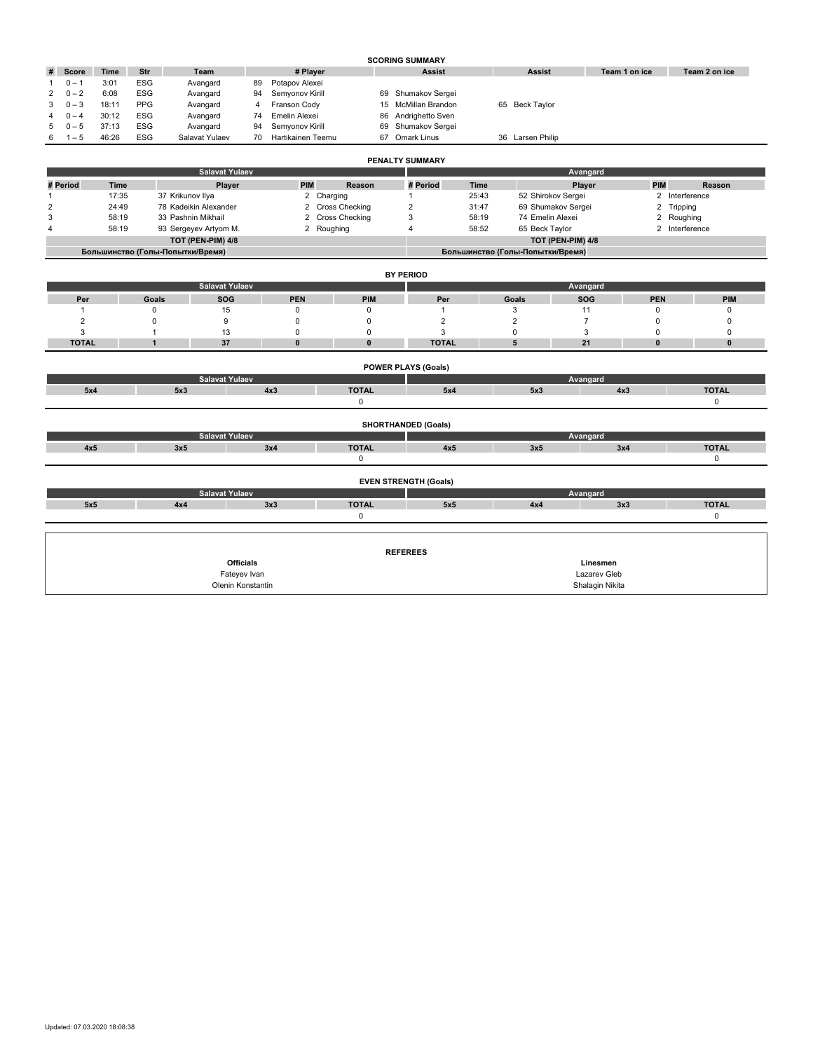## SCORING SUMMARY

| # | Score | Time | Str | Team | # Player | Assist | Assist | Team 1 on ice | Team 2 on ice |
|---|---|---|---|---|---|---|---|---|---|
| 1 | 0 – 1 | 3:01 | ESG | Avangard | 89 Potapov Alexei | | | | |
| 2 | 0 – 2 | 6:08 | ESG | Avangard | 94 Semyonov Kirill | 69 Shumakov Sergei | | | |
| 3 | 0 – 3 | 18:11 | PPG | Avangard | 4 Franson Cody | 15 McMillan Brandon | 65 Beck Taylor | | |
| 4 | 0 – 4 | 30:12 | ESG | Avangard | 74 Emelin Alexei | 86 Andrighetto Sven | | | |
| 5 | 0 – 5 | 37:13 | ESG | Avangard | 94 Semyonov Kirill | 69 Shumakov Sergei | | | |
| 6 | 1 – 5 | 46:26 | ESG | Salavat Yulaev | 70 Hartikainen Teemu | 67 Omark Linus | 36 Larsen Philip | | |

## PENALTY SUMMARY

| Salavat Yulaev | | | | | Avangard | | | | |
|---|---|---|---|---|---|---|---|---|---|
| # Period | Time | Player | PIM | Reason | # Period | Time | Player | PIM | Reason |
| 1 | 17:35 | 37 Krikunov Ilya | 2 | Charging | 1 | 25:43 | 52 Shirokov Sergei | 2 | Interference |
| 2 | 24:49 | 78 Kadeikin Alexander | 2 | Cross Checking | 2 | 31:47 | 69 Shumakov Sergei | 2 | Tripping |
| 3 | 58:19 | 33 Pashnin Mikhail | 2 | Cross Checking | 3 | 58:19 | 74 Emelin Alexei | 2 | Roughing |
| 4 | 58:19 | 93 Sergeyev Artyom M. | 2 | Roughing | 4 | 58:52 | 65 Beck Taylor | 2 | Interference |
| TOT (PEN-PIM) 4/8 | | | | | TOT (PEN-PIM) 4/8 | | | | |
| Большинство (Голы-Попытки/Время) | | | | | Большинство (Голы-Попытки/Время) | | | | |

## BY PERIOD

| Salavat Yulaev | | | | | Avangard | | | | |
|---|---|---|---|---|---|---|---|---|---|
| Per | Goals | SOG | PEN | PIM | Per | Goals | SOG | PEN | PIM |
| 1 | 0 | 15 | 0 | 0 | 1 | 3 | 11 | 0 | 0 |
| 2 | 0 | 9 | 0 | 0 | 2 | 2 | 7 | 0 | 0 |
| 3 | 1 | 13 | 0 | 0 | 3 | 0 | 3 | 0 | 0 |
| **TOTAL** | **1** | **37** | **0** | **0** | **TOTAL** | **5** | **21** | **0** | **0** |

## POWER PLAYS (Goals)

| Salavat Yulaev | | | | Avangard | | | |
|---|---|---|---|---|---|---|---|
| 5x4 | 5x3 | 4x3 | TOTAL | 5x4 | 5x3 | 4x3 | TOTAL |
| | | | 0 | | | | 0 |

## SHORTHANDED (Goals)

| Salavat Yulaev | | | | Avangard | | | |
|---|---|---|---|---|---|---|---|
| 4x5 | 3x5 | 3x4 | TOTAL | 4x5 | 3x5 | 3x4 | TOTAL |
| | | | 0 | | | | 0 |

## EVEN STRENGTH (Goals)

| Salavat Yulaev | | | | Avangard | | | |
|---|---|---|---|---|---|---|---|
| 5x5 | 4x4 | 3x3 | TOTAL | 5x5 | 4x4 | 3x3 | TOTAL |
| | | | 0 | | | | 0 |

## REFEREES

| Officials | Linesmen |
|---|---|
| Fateyev Ivan | Lazarev Gleb |
| Olenin Konstantin | Shalagin Nikita |

Updated: 07.03.2020 18:08:38